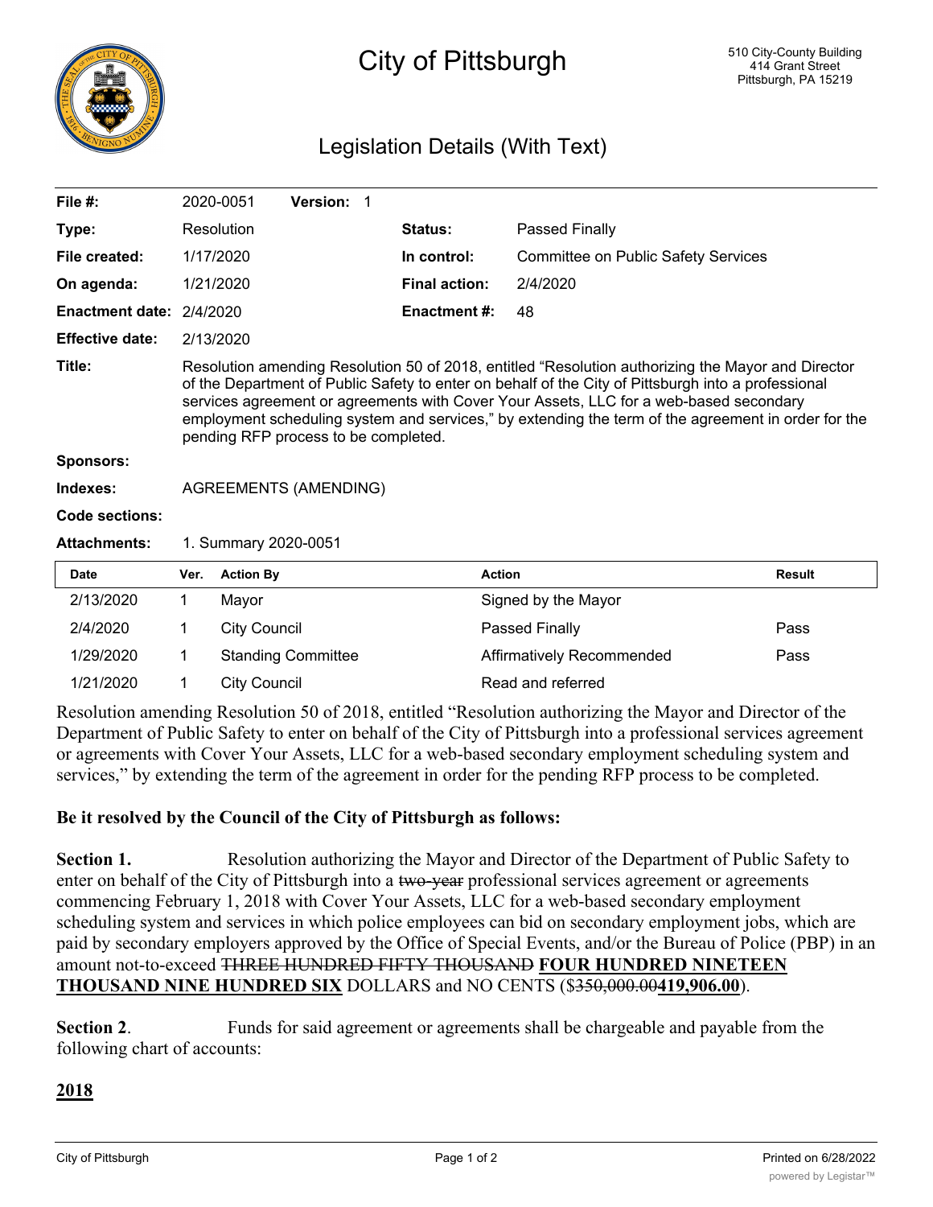# City of Pittsburgh

510 City-County Building
414 Grant Street
Pittsburgh, PA 15219

## Legislation Details (With Text)

| | | | |
|---|---|---|---|
| **File #:** | 2020-0051 **Version:** 1 | | |
| **Type:** | Resolution | **Status:** | Passed Finally |
| **File created:** | 1/17/2020 | **In control:** | Committee on Public Safety Services |
| **On agenda:** | 1/21/2020 | **Final action:** | 2/4/2020 |
| **Enactment date:** | 2/4/2020 | **Enactment #:** | 48 |
| **Effective date:** | 2/13/2020 | | |

**Title:** Resolution amending Resolution 50 of 2018, entitled "Resolution authorizing the Mayor and Director of the Department of Public Safety to enter on behalf of the City of Pittsburgh into a professional services agreement or agreements with Cover Your Assets, LLC for a web-based secondary employment scheduling system and services," by extending the term of the agreement in order for the pending RFP process to be completed.

**Sponsors:**

**Indexes:** AGREEMENTS (AMENDING)

**Code sections:**

**Attachments:** 1. Summary 2020-0051

| Date | Ver. | Action By | Action | Result |
|---|---|---|---|---|
| 2/13/2020 | 1 | Mayor | Signed by the Mayor | |
| 2/4/2020 | 1 | City Council | Passed Finally | Pass |
| 1/29/2020 | 1 | Standing Committee | Affirmatively Recommended | Pass |
| 1/21/2020 | 1 | City Council | Read and referred | |

Resolution amending Resolution 50 of 2018, entitled "Resolution authorizing the Mayor and Director of the Department of Public Safety to enter on behalf of the City of Pittsburgh into a professional services agreement or agreements with Cover Your Assets, LLC for a web-based secondary employment scheduling system and services," by extending the term of the agreement in order for the pending RFP process to be completed.

**Be it resolved by the Council of the City of Pittsburgh as follows:**

**Section 1.** Resolution authorizing the Mayor and Director of the Department of Public Safety to enter on behalf of the City of Pittsburgh into a ~~two-year~~ professional services agreement or agreements commencing February 1, 2018 with Cover Your Assets, LLC for a web-based secondary employment scheduling system and services in which police employees can bid on secondary employment jobs, which are paid by secondary employers approved by the Office of Special Events, and/or the Bureau of Police (PBP) in an amount not-to-exceed ~~THREE HUNDRED FIFTY THOUSAND~~ **FOUR HUNDRED NINETEEN THOUSAND NINE HUNDRED SIX** DOLLARS and NO CENTS ($~~350,000.00~~**419,906.00**).

**Section 2**. Funds for said agreement or agreements shall be chargeable and payable from the following chart of accounts:

**2018**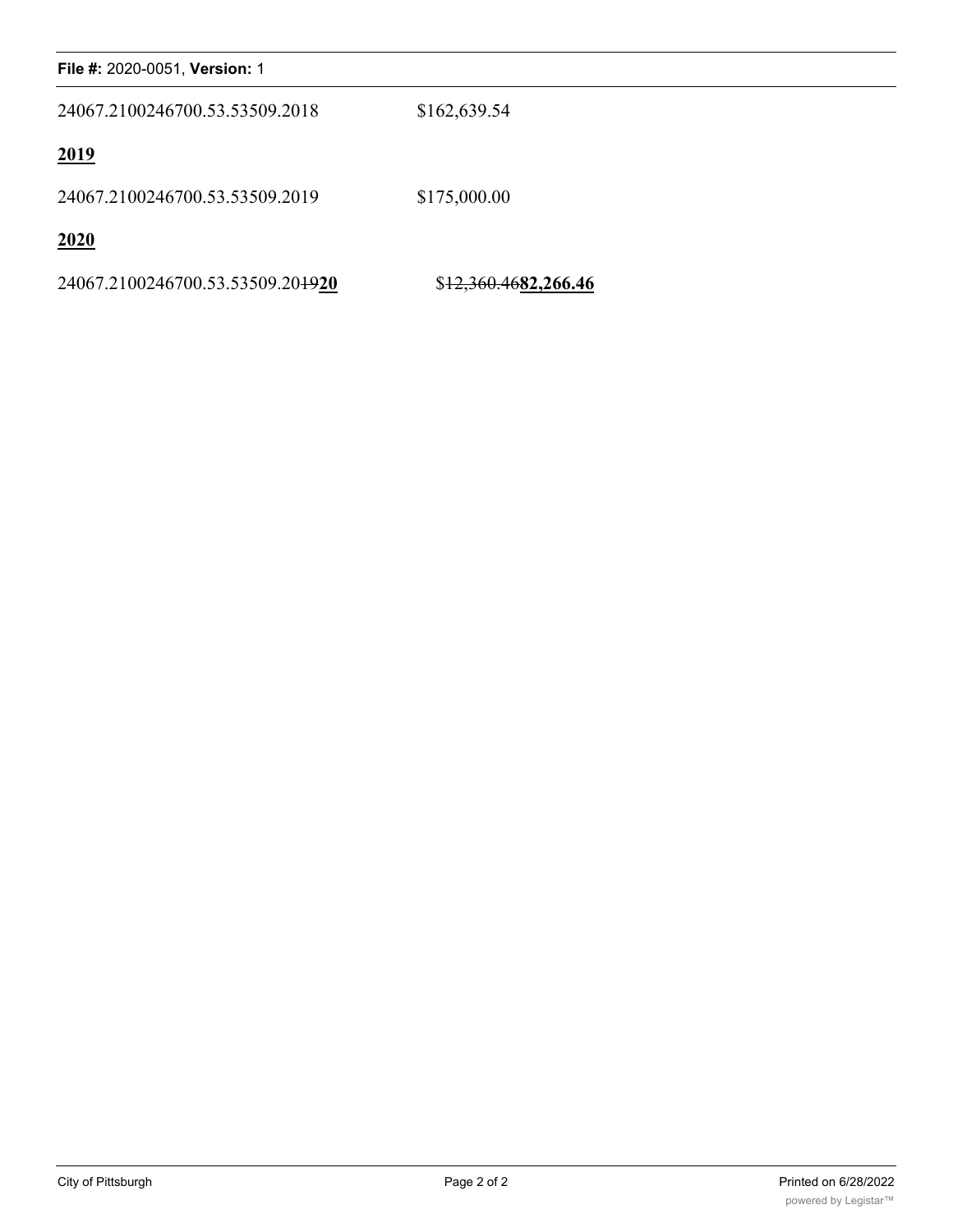24067.2100246700.53.53509.2018 $162,639.54

**2019**

24067.2100246700.53.53509.2019 $175,000.00

**2020**

24067.2100246700.53.53509.20~~19~~**20** $~~12,360.46~~**82,266.46**